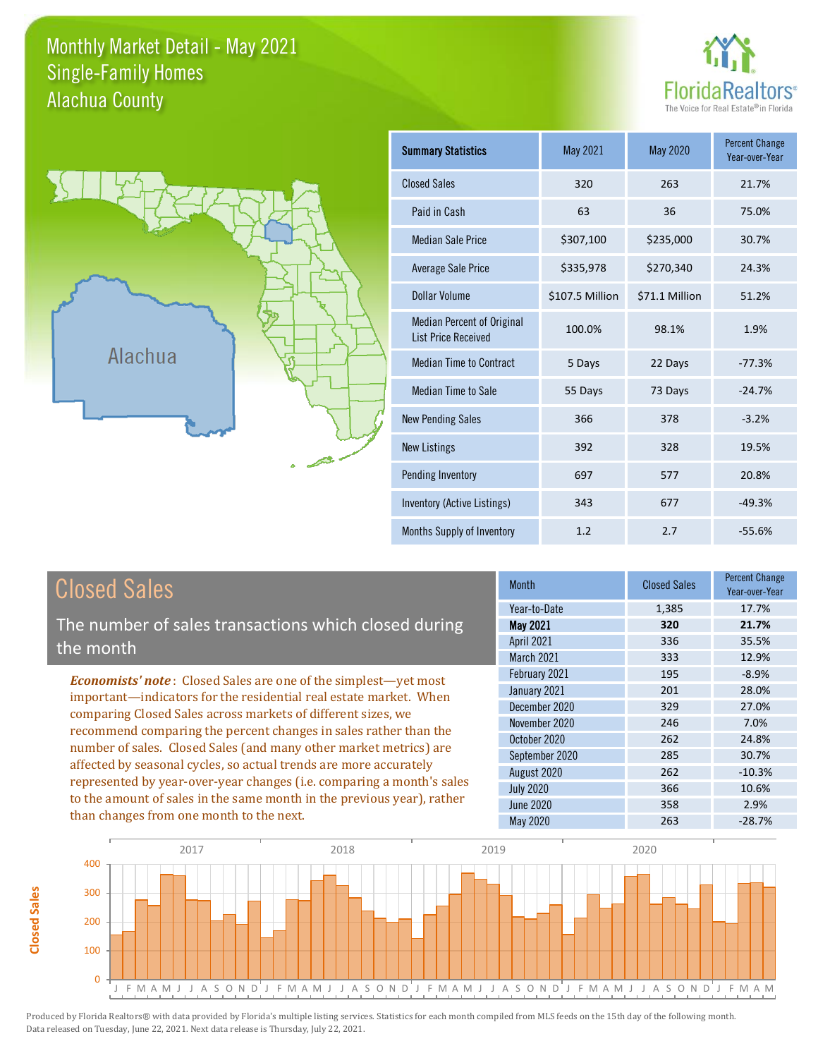# Monthly Market Detail - May 2021
## Single-Family Homes
## Alachua County

FloridaRealtors® The Voice for Real Estate® in Florida

| Summary Statistics | May 2021 | May 2020 | Percent Change Year-over-Year |
|---|---|---|---|
| Closed Sales | 320 | 263 | 21.7% |
| Paid in Cash | 63 | 36 | 75.0% |
| Median Sale Price | $307,100 | $235,000 | 30.7% |
| Average Sale Price | $335,978 | $270,340 | 24.3% |
| Dollar Volume | $107.5 Million | $71.1 Million | 51.2% |
| Median Percent of Original List Price Received | 100.0% | 98.1% | 1.9% |
| Median Time to Contract | 5 Days | 22 Days | -77.3% |
| Median Time to Sale | 55 Days | 73 Days | -24.7% |
| New Pending Sales | 366 | 378 | -3.2% |
| New Listings | 392 | 328 | 19.5% |
| Pending Inventory | 697 | 577 | 20.8% |
| Inventory (Active Listings) | 343 | 677 | -49.3% |
| Months Supply of Inventory | 1.2 | 2.7 | -55.6% |

## Closed Sales

The number of sales transactions which closed during the month

***Economists' note***: Closed Sales are one of the simplest—yet most important—indicators for the residential real estate market. When comparing Closed Sales across markets of different sizes, we recommend comparing the percent changes in sales rather than the number of sales. Closed Sales (and many other market metrics) are affected by seasonal cycles, so actual trends are more accurately represented by year-over-year changes (i.e. comparing a month's sales to the amount of sales in the same month in the previous year), rather than changes from one month to the next.

| Month | Closed Sales | Percent Change Year-over-Year |
|---|---|---|
| Year-to-Date | 1,385 | 17.7% |
| **May 2021** | **320** | **21.7%** |
| April 2021 | 336 | 35.5% |
| March 2021 | 333 | 12.9% |
| February 2021 | 195 | -8.9% |
| January 2021 | 201 | 28.0% |
| December 2020 | 329 | 27.0% |
| November 2020 | 246 | 7.0% |
| October 2020 | 262 | 24.8% |
| September 2020 | 285 | 30.7% |
| August 2020 | 262 | -10.3% |
| July 2020 | 366 | 10.6% |
| June 2020 | 358 | 2.9% |
| May 2020 | 263 | -28.7% |

Produced by Florida Realtors® with data provided by Florida's multiple listing services. Statistics for each month compiled from MLS feeds on the 15th day of the following month. Data released on Tuesday, June 22, 2021. Next data release is Thursday, July 22, 2021.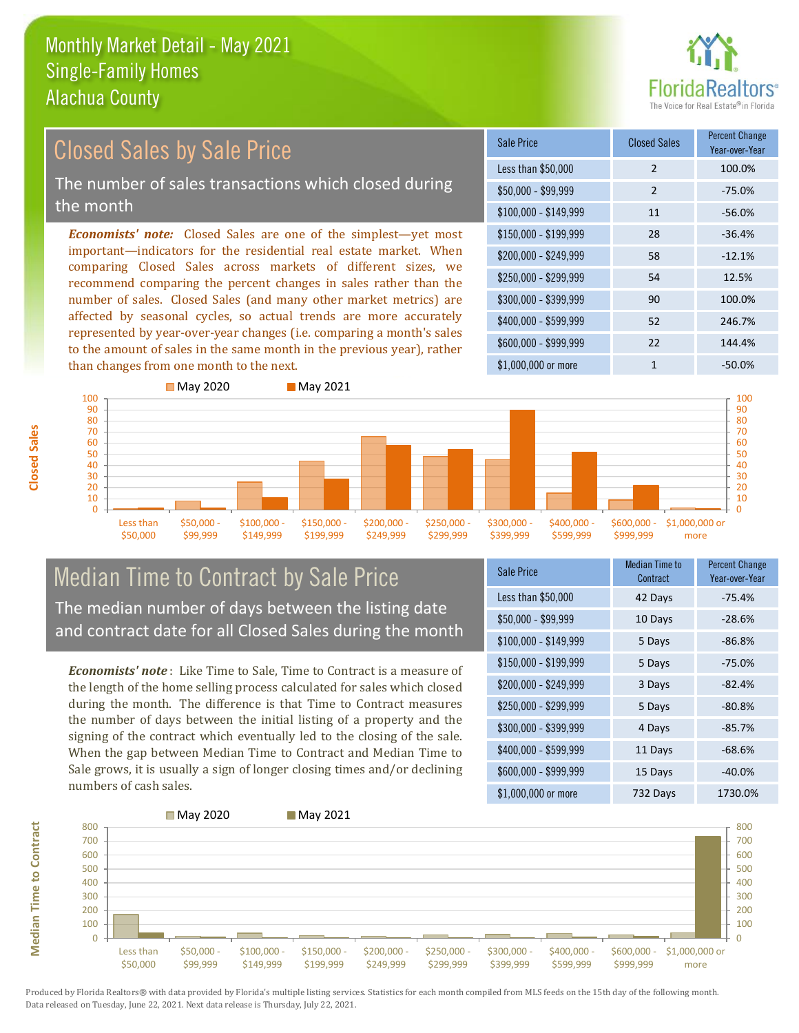# Monthly Market Detail - May 2021
## Single-Family Homes
## Alachua County

## Closed Sales by Sale Price

The number of sales transactions which closed during the month

*Economists' note:* Closed Sales are one of the simplest—yet most important—indicators for the residential real estate market. When comparing Closed Sales across markets of different sizes, we recommend comparing the percent changes in sales rather than the number of sales. Closed Sales (and many other market metrics) are affected by seasonal cycles, so actual trends are more accurately represented by year-over-year changes (i.e. comparing a month's sales to the amount of sales in the same month in the previous year), rather than changes from one month to the next.

| Sale Price | Closed Sales | Percent Change Year-over-Year |
|---|---|---|
| Less than $50,000 | 2 | 100.0% |
| $50,000 - $99,999 | 2 | -75.0% |
| $100,000 - $149,999 | 11 | -56.0% |
| $150,000 - $199,999 | 28 | -36.4% |
| $200,000 - $249,999 | 58 | -12.1% |
| $250,000 - $299,999 | 54 | 12.5% |
| $300,000 - $399,999 | 90 | 100.0% |
| $400,000 - $599,999 | 52 | 246.7% |
| $600,000 - $999,999 | 22 | 144.4% |
| $1,000,000 or more | 1 | -50.0% |

## Median Time to Contract by Sale Price

The median number of days between the listing date and contract date for all Closed Sales during the month

*Economists' note*: Like Time to Sale, Time to Contract is a measure of the length of the home selling process calculated for sales which closed during the month. The difference is that Time to Contract measures the number of days between the initial listing of a property and the signing of the contract which eventually led to the closing of the sale. When the gap between Median Time to Contract and Median Time to Sale grows, it is usually a sign of longer closing times and/or declining numbers of cash sales.

| Sale Price | Median Time to Contract | Percent Change Year-over-Year |
|---|---|---|
| Less than $50,000 | 42 Days | -75.4% |
| $50,000 - $99,999 | 10 Days | -28.6% |
| $100,000 - $149,999 | 5 Days | -86.8% |
| $150,000 - $199,999 | 5 Days | -75.0% |
| $200,000 - $249,999 | 3 Days | -82.4% |
| $250,000 - $299,999 | 5 Days | -80.8% |
| $300,000 - $399,999 | 4 Days | -85.7% |
| $400,000 - $599,999 | 11 Days | -68.6% |
| $600,000 - $999,999 | 15 Days | -40.0% |
| $1,000,000 or more | 732 Days | 1730.0% |

Produced by Florida Realtors® with data provided by Florida's multiple listing services. Statistics for each month compiled from MLS feeds on the 15th day of the following month. Data released on Tuesday, June 22, 2021. Next data release is Thursday, July 22, 2021.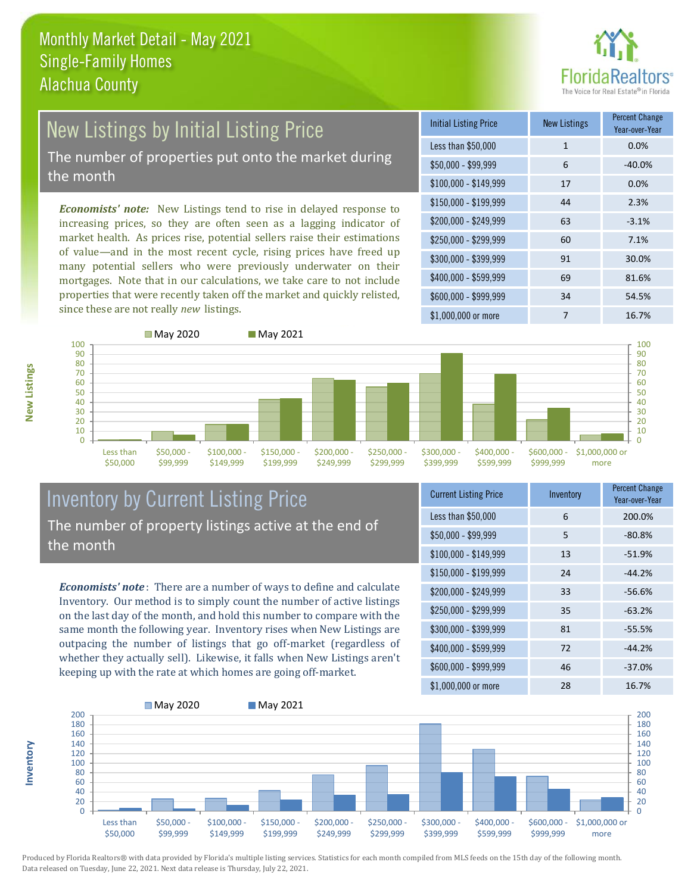# Monthly Market Detail - May 2021
## Single-Family Homes
## Alachua County

## New Listings by Initial Listing Price

The number of properties put onto the market during the month

*Economists' note:* New Listings tend to rise in delayed response to increasing prices, so they are often seen as a lagging indicator of market health. As prices rise, potential sellers raise their estimations of value—and in the most recent cycle, rising prices have freed up many potential sellers who were previously underwater on their mortgages. Note that in our calculations, we take care to not include properties that were recently taken off the market and quickly relisted, since these are not really *new* listings.

| Initial Listing Price | New Listings | Percent Change Year-over-Year |
|---|---|---|
| Less than $50,000 | 1 | 0.0% |
| $50,000 - $99,999 | 6 | -40.0% |
| $100,000 - $149,999 | 17 | 0.0% |
| $150,000 - $199,999 | 44 | 2.3% |
| $200,000 - $249,999 | 63 | -3.1% |
| $250,000 - $299,999 | 60 | 7.1% |
| $300,000 - $399,999 | 91 | 30.0% |
| $400,000 - $599,999 | 69 | 81.6% |
| $600,000 - $999,999 | 34 | 54.5% |
| $1,000,000 or more | 7 | 16.7% |

## Inventory by Current Listing Price

The number of property listings active at the end of the month

*Economists' note*: There are a number of ways to define and calculate Inventory. Our method is to simply count the number of active listings on the last day of the month, and hold this number to compare with the same month the following year. Inventory rises when New Listings are outpacing the number of listings that go off-market (regardless of whether they actually sell). Likewise, it falls when New Listings aren't keeping up with the rate at which homes are going off-market.

| Current Listing Price | Inventory | Percent Change Year-over-Year |
|---|---|---|
| Less than $50,000 | 6 | 200.0% |
| $50,000 - $99,999 | 5 | -80.8% |
| $100,000 - $149,999 | 13 | -51.9% |
| $150,000 - $199,999 | 24 | -44.2% |
| $200,000 - $249,999 | 33 | -56.6% |
| $250,000 - $299,999 | 35 | -63.2% |
| $300,000 - $399,999 | 81 | -55.5% |
| $400,000 - $599,999 | 72 | -44.2% |
| $600,000 - $999,999 | 46 | -37.0% |
| $1,000,000 or more | 28 | 16.7% |

Produced by Florida Realtors® with data provided by Florida's multiple listing services. Statistics for each month compiled from MLS feeds on the 15th day of the following month. Data released on Tuesday, June 22, 2021. Next data release is Thursday, July 22, 2021.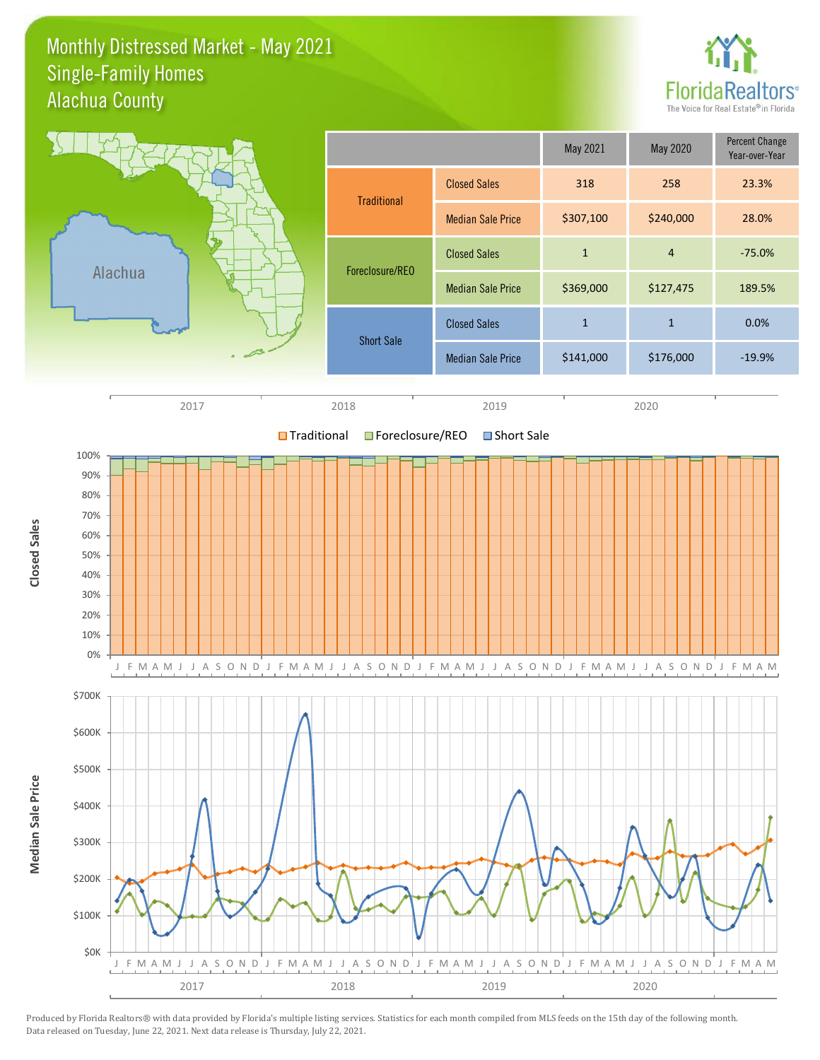# Monthly Distressed Market - May 2021
## Single-Family Homes
## Alachua County

| | | May 2021 | May 2020 | Percent Change Year-over-Year |
|---|---|---|---|---|
| Traditional | Closed Sales | 318 | 258 | 23.3% |
| | Median Sale Price | $307,100 | $240,000 | 28.0% |
| Foreclosure/REO | Closed Sales | 1 | 4 | -75.0% |
| | Median Sale Price | $369,000 | $127,475 | 189.5% |
| Short Sale | Closed Sales | 1 | 1 | 0.0% |
| | Median Sale Price | $141,000 | $176,000 | -19.9% |

Produced by Florida Realtors® with data provided by Florida's multiple listing services. Statistics for each month compiled from MLS feeds on the 15th day of the following month. Data released on Tuesday, June 22, 2021. Next data release is Thursday, July 22, 2021.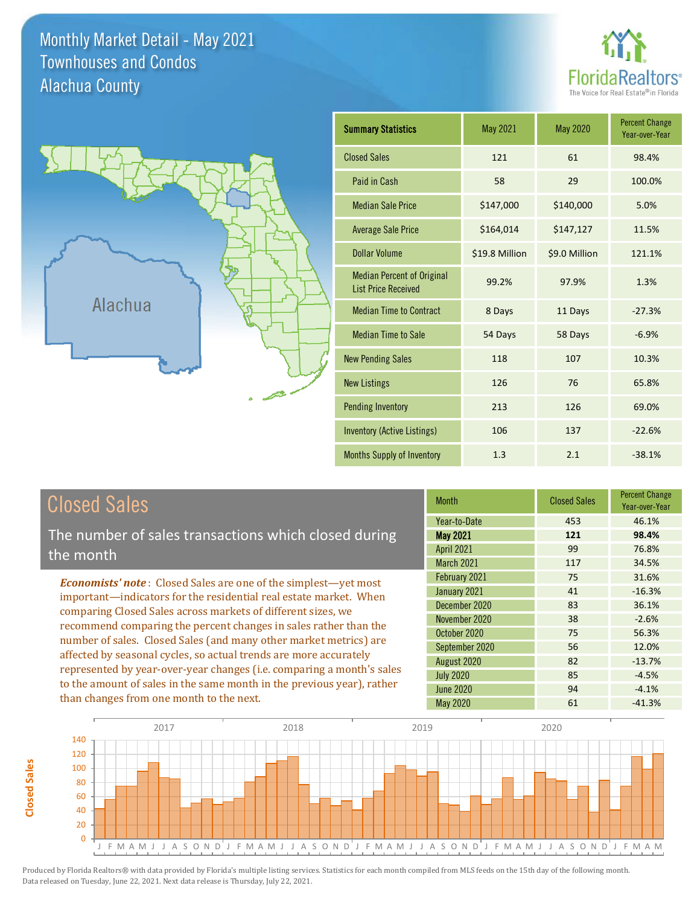# Monthly Market Detail - May 2021
## Townhouses and Condos
## Alachua County

FloridaRealtors® The Voice for Real Estate® in Florida

Alachua

| Summary Statistics | May 2021 | May 2020 | Percent Change Year-over-Year |
|---|---|---|---|
| Closed Sales | 121 | 61 | 98.4% |
| Paid in Cash | 58 | 29 | 100.0% |
| Median Sale Price | $147,000 | $140,000 | 5.0% |
| Average Sale Price | $164,014 | $147,127 | 11.5% |
| Dollar Volume | $19.8 Million | $9.0 Million | 121.1% |
| Median Percent of Original List Price Received | 99.2% | 97.9% | 1.3% |
| Median Time to Contract | 8 Days | 11 Days | -27.3% |
| Median Time to Sale | 54 Days | 58 Days | -6.9% |
| New Pending Sales | 118 | 107 | 10.3% |
| New Listings | 126 | 76 | 65.8% |
| Pending Inventory | 213 | 126 | 69.0% |
| Inventory (Active Listings) | 106 | 137 | -22.6% |
| Months Supply of Inventory | 1.3 | 2.1 | -38.1% |

## Closed Sales

The number of sales transactions which closed during the month

*Economists' note*: Closed Sales are one of the simplest—yet most important—indicators for the residential real estate market. When comparing Closed Sales across markets of different sizes, we recommend comparing the percent changes in sales rather than the number of sales. Closed Sales (and many other market metrics) are affected by seasonal cycles, so actual trends are more accurately represented by year-over-year changes (i.e. comparing a month's sales to the amount of sales in the same month in the previous year), rather than changes from one month to the next.

| Month | Closed Sales | Percent Change Year-over-Year |
|---|---|---|
| Year-to-Date | 453 | 46.1% |
| **May 2021** | **121** | **98.4%** |
| April 2021 | 99 | 76.8% |
| March 2021 | 117 | 34.5% |
| February 2021 | 75 | 31.6% |
| January 2021 | 41 | -16.3% |
| December 2020 | 83 | 36.1% |
| November 2020 | 38 | -2.6% |
| October 2020 | 75 | 56.3% |
| September 2020 | 56 | 12.0% |
| August 2020 | 82 | -13.7% |
| July 2020 | 85 | -4.5% |
| June 2020 | 94 | -4.1% |
| May 2020 | 61 | -41.3% |

Produced by Florida Realtors® with data provided by Florida's multiple listing services. Statistics for each month compiled from MLS feeds on the 15th day of the following month. Data released on Tuesday, June 22, 2021. Next data release is Thursday, July 22, 2021.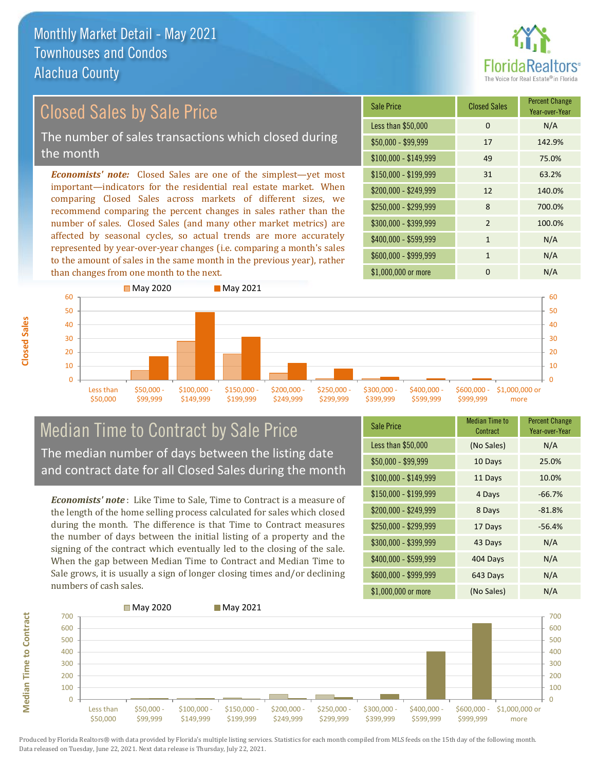# Monthly Market Detail - May 2021
## Townhouses and Condos
## Alachua County

## Closed Sales by Sale Price

The number of sales transactions which closed during the month

*Economists' note:* Closed Sales are one of the simplest—yet most important—indicators for the residential real estate market. When comparing Closed Sales across markets of different sizes, we recommend comparing the percent changes in sales rather than the number of sales. Closed Sales (and many other market metrics) are affected by seasonal cycles, so actual trends are more accurately represented by year-over-year changes (i.e. comparing a month's sales to the amount of sales in the same month in the previous year), rather than changes from one month to the next.

| Sale Price | Closed Sales | Percent Change Year-over-Year |
|---|---|---|
| Less than $50,000 | 0 | N/A |
| $50,000 - $99,999 | 17 | 142.9% |
| $100,000 - $149,999 | 49 | 75.0% |
| $150,000 - $199,999 | 31 | 63.2% |
| $200,000 - $249,999 | 12 | 140.0% |
| $250,000 - $299,999 | 8 | 700.0% |
| $300,000 - $399,999 | 2 | 100.0% |
| $400,000 - $599,999 | 1 | N/A |
| $600,000 - $999,999 | 1 | N/A |
| $1,000,000 or more | 0 | N/A |

## Median Time to Contract by Sale Price

The median number of days between the listing date and contract date for all Closed Sales during the month

*Economists' note*: Like Time to Sale, Time to Contract is a measure of the length of the home selling process calculated for sales which closed during the month. The difference is that Time to Contract measures the number of days between the initial listing of a property and the signing of the contract which eventually led to the closing of the sale. When the gap between Median Time to Contract and Median Time to Sale grows, it is usually a sign of longer closing times and/or declining numbers of cash sales.

| Sale Price | Median Time to Contract | Percent Change Year-over-Year |
|---|---|---|
| Less than $50,000 | (No Sales) | N/A |
| $50,000 - $99,999 | 10 Days | 25.0% |
| $100,000 - $149,999 | 11 Days | 10.0% |
| $150,000 - $199,999 | 4 Days | -66.7% |
| $200,000 - $249,999 | 8 Days | -81.8% |
| $250,000 - $299,999 | 17 Days | -56.4% |
| $300,000 - $399,999 | 43 Days | N/A |
| $400,000 - $599,999 | 404 Days | N/A |
| $600,000 - $999,999 | 643 Days | N/A |
| $1,000,000 or more | (No Sales) | N/A |

Produced by Florida Realtors® with data provided by Florida's multiple listing services. Statistics for each month compiled from MLS feeds on the 15th day of the following month. Data released on Tuesday, June 22, 2021. Next data release is Thursday, July 22, 2021.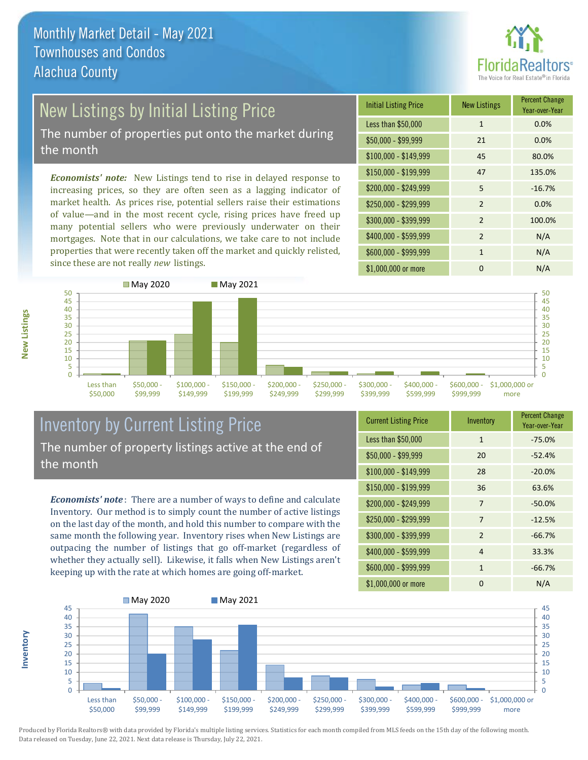# Monthly Market Detail - May 2021
## Townhouses and Condos
## Alachua County

## New Listings by Initial Listing Price

The number of properties put onto the market during the month

***Economists' note:*** New Listings tend to rise in delayed response to increasing prices, so they are often seen as a lagging indicator of market health. As prices rise, potential sellers raise their estimations of value—and in the most recent cycle, rising prices have freed up many potential sellers who were previously underwater on their mortgages. Note that in our calculations, we take care to not include properties that were recently taken off the market and quickly relisted, since these are not really *new* listings.

| Initial Listing Price | New Listings | Percent Change Year-over-Year |
|---|---|---|
| Less than $50,000 | 1 | 0.0% |
| $50,000 - $99,999 | 21 | 0.0% |
| $100,000 - $149,999 | 45 | 80.0% |
| $150,000 - $199,999 | 47 | 135.0% |
| $200,000 - $249,999 | 5 | -16.7% |
| $250,000 - $299,999 | 2 | 0.0% |
| $300,000 - $399,999 | 2 | 100.0% |
| $400,000 - $599,999 | 2 | N/A |
| $600,000 - $999,999 | 1 | N/A |
| $1,000,000 or more | 0 | N/A |

## Inventory by Current Listing Price

The number of property listings active at the end of the month

***Economists' note***: There are a number of ways to define and calculate Inventory. Our method is to simply count the number of active listings on the last day of the month, and hold this number to compare with the same month the following year. Inventory rises when New Listings are outpacing the number of listings that go off-market (regardless of whether they actually sell). Likewise, it falls when New Listings aren't keeping up with the rate at which homes are going off-market.

| Current Listing Price | Inventory | Percent Change Year-over-Year |
|---|---|---|
| Less than $50,000 | 1 | -75.0% |
| $50,000 - $99,999 | 20 | -52.4% |
| $100,000 - $149,999 | 28 | -20.0% |
| $150,000 - $199,999 | 36 | 63.6% |
| $200,000 - $249,999 | 7 | -50.0% |
| $250,000 - $299,999 | 7 | -12.5% |
| $300,000 - $399,999 | 2 | -66.7% |
| $400,000 - $599,999 | 4 | 33.3% |
| $600,000 - $999,999 | 1 | -66.7% |
| $1,000,000 or more | 0 | N/A |

Produced by Florida Realtors® with data provided by Florida's multiple listing services. Statistics for each month compiled from MLS feeds on the 15th day of the following month. Data released on Tuesday, June 22, 2021. Next data release is Thursday, July 22, 2021.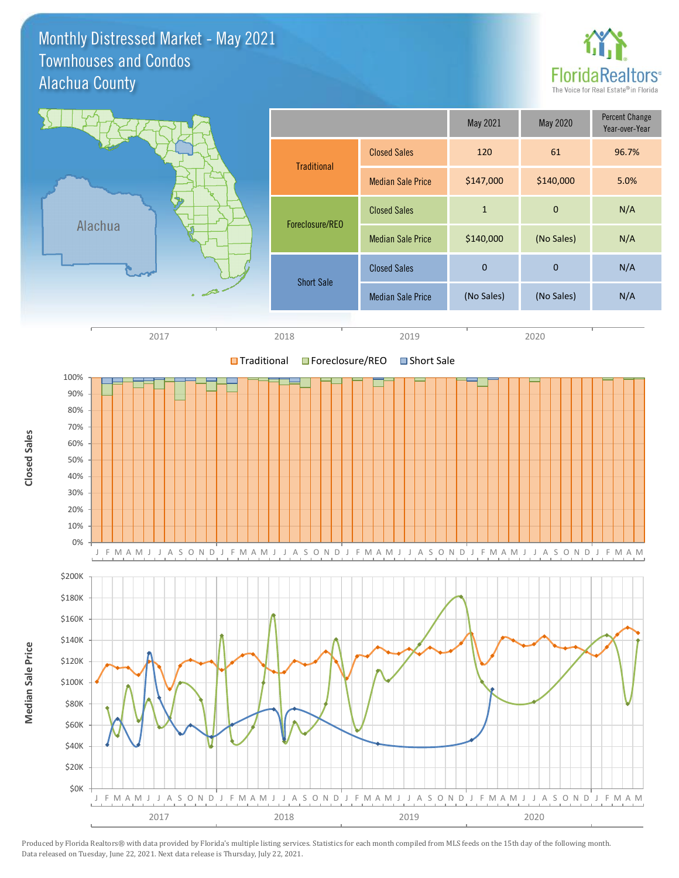# Monthly Distressed Market - May 2021
## Townhouses and Condos
## Alachua County

| | | May 2021 | May 2020 | Percent Change Year-over-Year |
|---|---|---|---|---|
| Traditional | Closed Sales | 120 | 61 | 96.7% |
| | Median Sale Price | $147,000 | $140,000 | 5.0% |
| Foreclosure/REO | Closed Sales | 1 | 0 | N/A |
| | Median Sale Price | $140,000 | (No Sales) | N/A |
| Short Sale | Closed Sales | 0 | 0 | N/A |
| | Median Sale Price | (No Sales) | (No Sales) | N/A |

Produced by Florida Realtors® with data provided by Florida's multiple listing services. Statistics for each month compiled from MLS feeds on the 15th day of the following month. Data released on Tuesday, June 22, 2021. Next data release is Thursday, July 22, 2021.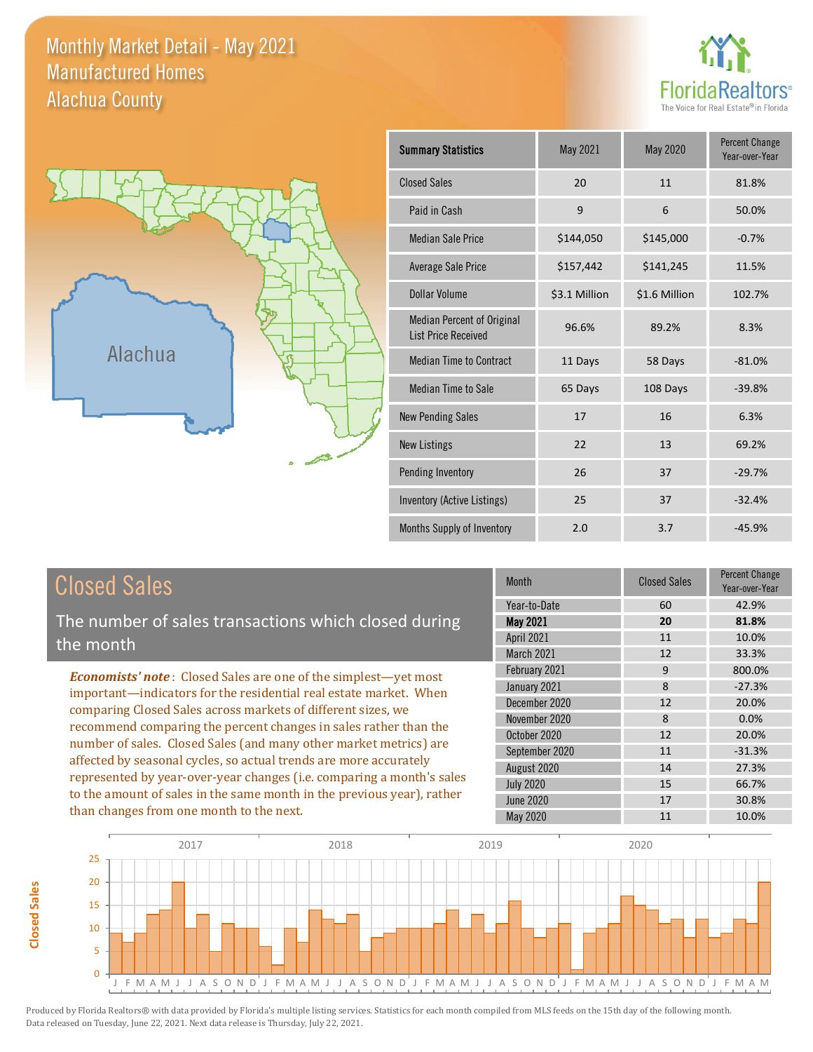# Monthly Market Detail - May 2021
## Manufactured Homes
## Alachua County

| Summary Statistics | May 2021 | May 2020 | Percent Change Year-over-Year |
|---|---|---|---|
| Closed Sales | 20 | 11 | 81.8% |
| Paid in Cash | 9 | 6 | 50.0% |
| Median Sale Price | $144,050 | $145,000 | -0.7% |
| Average Sale Price | $157,442 | $141,245 | 11.5% |
| Dollar Volume | $3.1 Million | $1.6 Million | 102.7% |
| Median Percent of Original List Price Received | 96.6% | 89.2% | 8.3% |
| Median Time to Contract | 11 Days | 58 Days | -81.0% |
| Median Time to Sale | 65 Days | 108 Days | -39.8% |
| New Pending Sales | 17 | 16 | 6.3% |
| New Listings | 22 | 13 | 69.2% |
| Pending Inventory | 26 | 37 | -29.7% |
| Inventory (Active Listings) | 25 | 37 | -32.4% |
| Months Supply of Inventory | 2.0 | 3.7 | -45.9% |

## Closed Sales

The number of sales transactions which closed during the month

***Economists' note***: Closed Sales are one of the simplest—yet most important—indicators for the residential real estate market. When comparing Closed Sales across markets of different sizes, we recommend comparing the percent changes in sales rather than the number of sales. Closed Sales (and many other market metrics) are affected by seasonal cycles, so actual trends are more accurately represented by year-over-year changes (i.e. comparing a month's sales to the amount of sales in the same month in the previous year), rather than changes from one month to the next.

| Month | Closed Sales | Percent Change Year-over-Year |
|---|---|---|
| Year-to-Date | 60 | 42.9% |
| **May 2021** | **20** | **81.8%** |
| April 2021 | 11 | 10.0% |
| March 2021 | 12 | 33.3% |
| February 2021 | 9 | 800.0% |
| January 2021 | 8 | -27.3% |
| December 2020 | 12 | 20.0% |
| November 2020 | 8 | 0.0% |
| October 2020 | 12 | 20.0% |
| September 2020 | 11 | -31.3% |
| August 2020 | 14 | 27.3% |
| July 2020 | 15 | 66.7% |
| June 2020 | 17 | 30.8% |
| May 2020 | 11 | 10.0% |

Produced by Florida Realtors® with data provided by Florida's multiple listing services. Statistics for each month compiled from MLS feeds on the 15th day of the following month. Data released on Tuesday, June 22, 2021. Next data release is Thursday, July 22, 2021.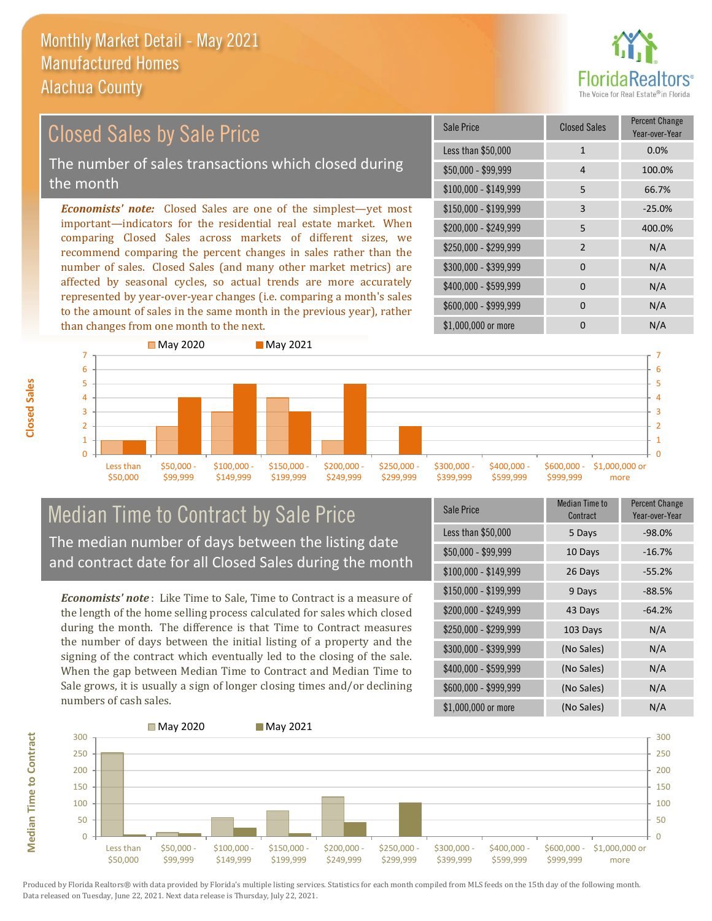# Monthly Market Detail - May 2021
## Manufactured Homes
## Alachua County

## Closed Sales by Sale Price

The number of sales transactions which closed during the month

*Economists' note:* Closed Sales are one of the simplest—yet most important—indicators for the residential real estate market. When comparing Closed Sales across markets of different sizes, we recommend comparing the percent changes in sales rather than the number of sales. Closed Sales (and many other market metrics) are affected by seasonal cycles, so actual trends are more accurately represented by year-over-year changes (i.e. comparing a month's sales to the amount of sales in the same month in the previous year), rather than changes from one month to the next.

| Sale Price | Closed Sales | Percent Change Year-over-Year |
|---|---|---|
| Less than $50,000 | 1 | 0.0% |
| $50,000 - $99,999 | 4 | 100.0% |
| $100,000 - $149,999 | 5 | 66.7% |
| $150,000 - $199,999 | 3 | -25.0% |
| $200,000 - $249,999 | 5 | 400.0% |
| $250,000 - $299,999 | 2 | N/A |
| $300,000 - $399,999 | 0 | N/A |
| $400,000 - $599,999 | 0 | N/A |
| $600,000 - $999,999 | 0 | N/A |
| $1,000,000 or more | 0 | N/A |

## Median Time to Contract by Sale Price

The median number of days between the listing date and contract date for all Closed Sales during the month

*Economists' note*: Like Time to Sale, Time to Contract is a measure of the length of the home selling process calculated for sales which closed during the month. The difference is that Time to Contract measures the number of days between the initial listing of a property and the signing of the contract which eventually led to the closing of the sale. When the gap between Median Time to Contract and Median Time to Sale grows, it is usually a sign of longer closing times and/or declining numbers of cash sales.

| Sale Price | Median Time to Contract | Percent Change Year-over-Year |
|---|---|---|
| Less than $50,000 | 5 Days | -98.0% |
| $50,000 - $99,999 | 10 Days | -16.7% |
| $100,000 - $149,999 | 26 Days | -55.2% |
| $150,000 - $199,999 | 9 Days | -88.5% |
| $200,000 - $249,999 | 43 Days | -64.2% |
| $250,000 - $299,999 | 103 Days | N/A |
| $300,000 - $399,999 | (No Sales) | N/A |
| $400,000 - $599,999 | (No Sales) | N/A |
| $600,000 - $999,999 | (No Sales) | N/A |
| $1,000,000 or more | (No Sales) | N/A |

Produced by Florida Realtors® with data provided by Florida's multiple listing services. Statistics for each month compiled from MLS feeds on the 15th day of the following month. Data released on Tuesday, June 22, 2021. Next data release is Thursday, July 22, 2021.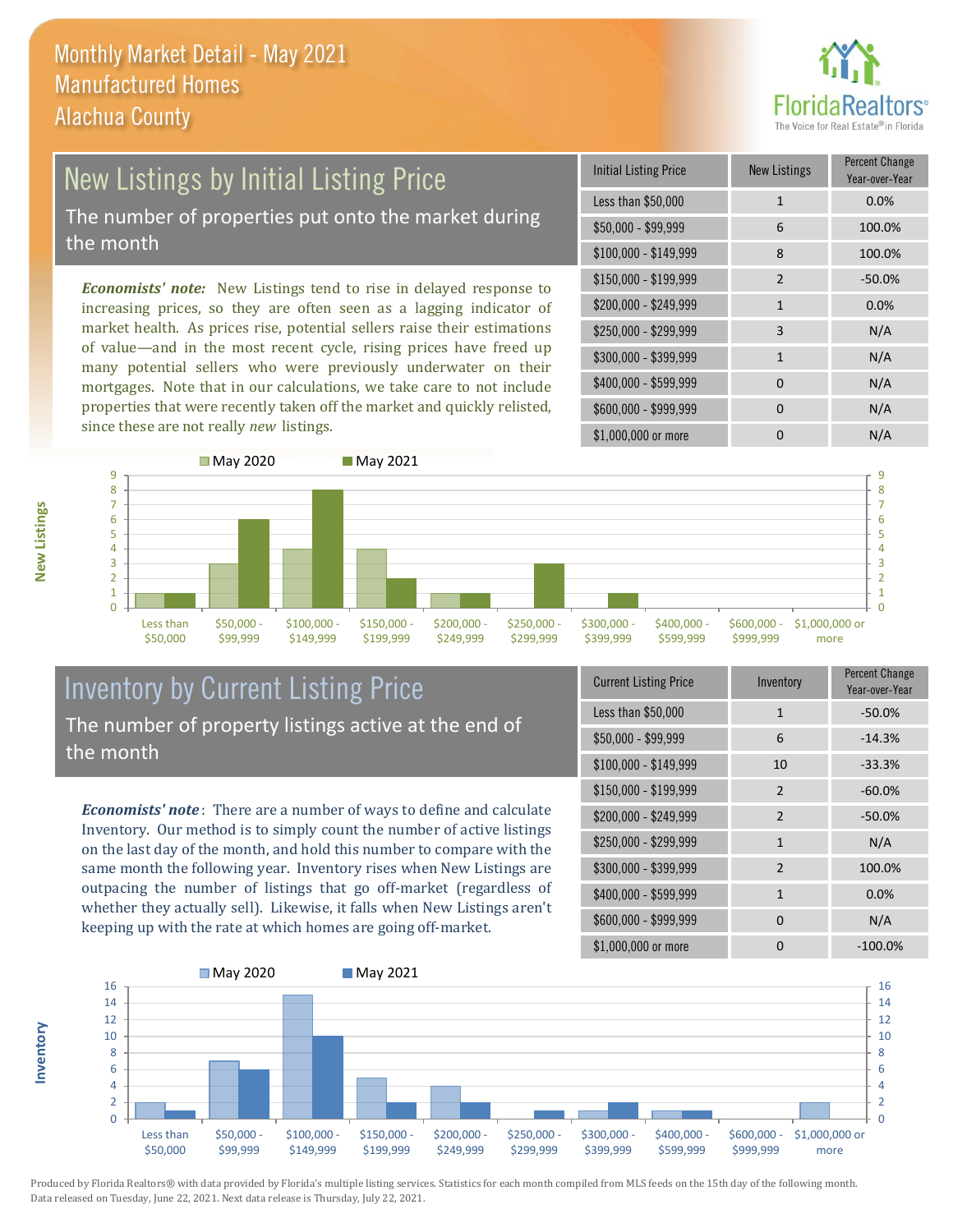# Monthly Market Detail - May 2021
## Manufactured Homes
## Alachua County

## New Listings by Initial Listing Price

The number of properties put onto the market during the month

*Economists' note:* New Listings tend to rise in delayed response to increasing prices, so they are often seen as a lagging indicator of market health. As prices rise, potential sellers raise their estimations of value—and in the most recent cycle, rising prices have freed up many potential sellers who were previously underwater on their mortgages. Note that in our calculations, we take care to not include properties that were recently taken off the market and quickly relisted, since these are not really *new* listings.

| Initial Listing Price | New Listings | Percent Change Year-over-Year |
|---|---|---|
| Less than $50,000 | 1 | 0.0% |
| $50,000 - $99,999 | 6 | 100.0% |
| $100,000 - $149,999 | 8 | 100.0% |
| $150,000 - $199,999 | 2 | -50.0% |
| $200,000 - $249,999 | 1 | 0.0% |
| $250,000 - $299,999 | 3 | N/A |
| $300,000 - $399,999 | 1 | N/A |
| $400,000 - $599,999 | 0 | N/A |
| $600,000 - $999,999 | 0 | N/A |
| $1,000,000 or more | 0 | N/A |

## Inventory by Current Listing Price

The number of property listings active at the end of the month

*Economists' note*: There are a number of ways to define and calculate Inventory. Our method is to simply count the number of active listings on the last day of the month, and hold this number to compare with the same month the following year. Inventory rises when New Listings are outpacing the number of listings that go off-market (regardless of whether they actually sell). Likewise, it falls when New Listings aren't keeping up with the rate at which homes are going off-market.

| Current Listing Price | Inventory | Percent Change Year-over-Year |
|---|---|---|
| Less than $50,000 | 1 | -50.0% |
| $50,000 - $99,999 | 6 | -14.3% |
| $100,000 - $149,999 | 10 | -33.3% |
| $150,000 - $199,999 | 2 | -60.0% |
| $200,000 - $249,999 | 2 | -50.0% |
| $250,000 - $299,999 | 1 | N/A |
| $300,000 - $399,999 | 2 | 100.0% |
| $400,000 - $599,999 | 1 | 0.0% |
| $600,000 - $999,999 | 0 | N/A |
| $1,000,000 or more | 0 | -100.0% |

Produced by Florida Realtors® with data provided by Florida's multiple listing services. Statistics for each month compiled from MLS feeds on the 15th day of the following month. Data released on Tuesday, June 22, 2021. Next data release is Thursday, July 22, 2021.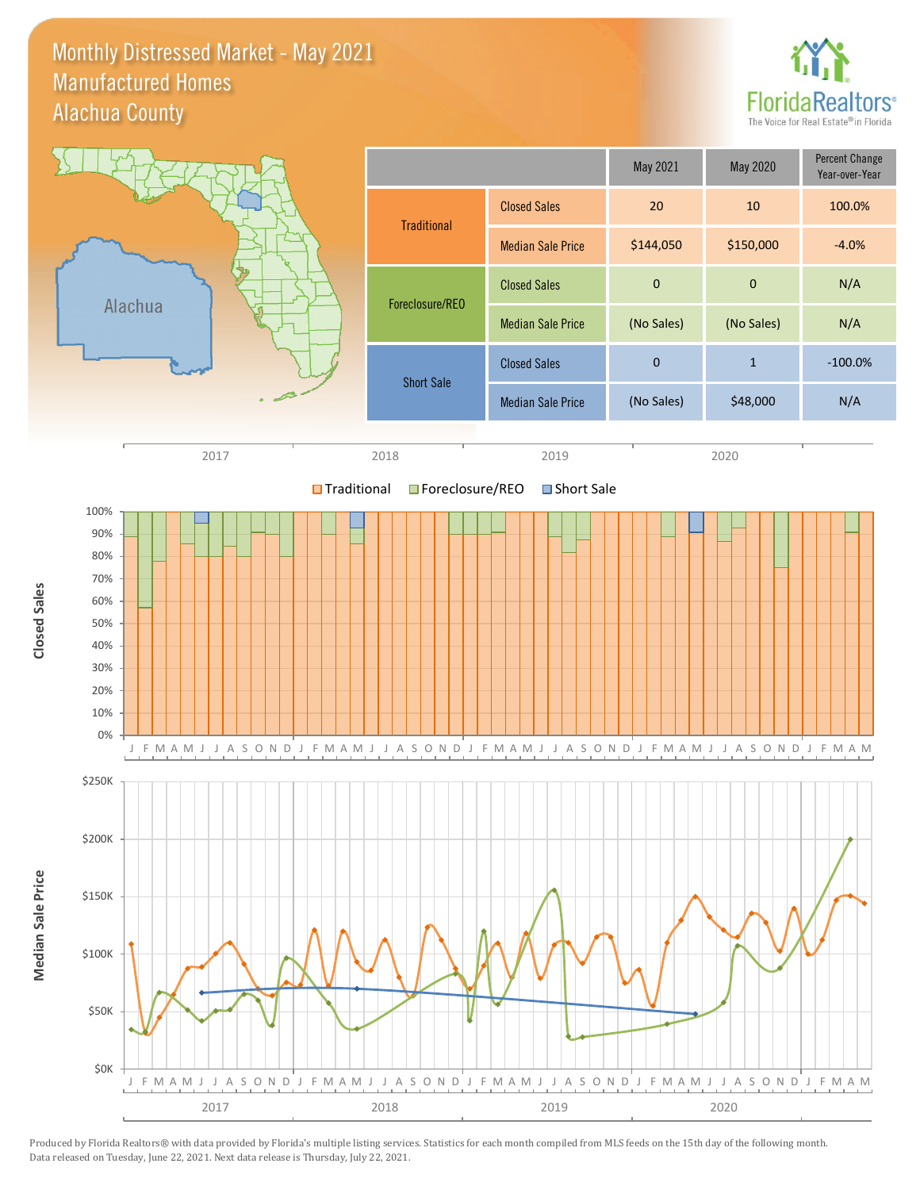# Monthly Distressed Market - May 2021
## Manufactured Homes
## Alachua County

FloridaRealtors®
The Voice for Real Estate® in Florida

Alachua

| | | May 2021 | May 2020 | Percent Change Year-over-Year |
|---|---|---|---|---|
| Traditional | Closed Sales | 20 | 10 | 100.0% |
| | Median Sale Price | $144,050 | $150,000 | -4.0% |
| Foreclosure/REO | Closed Sales | 0 | 0 | N/A |
| | Median Sale Price | (No Sales) | (No Sales) | N/A |
| Short Sale | Closed Sales | 0 | 1 | -100.0% |
| | Median Sale Price | (No Sales) | $48,000 | N/A |

2017 2018 2019 2020

Traditional Foreclosure/REO Short Sale

Closed Sales

100% 90% 80% 70% 60% 50% 40% 30% 20% 10% 0%

J F M A M J J A S O N D J F M A M J J A S O N D J F M A M J J A S O N D J F M A M J J A S O N D J F M A M

Median Sale Price

$250K $200K $150K $100K $50K $0K

J F M A M J J A S O N D J F M A M J J A S O N D J F M A M J J A S O N D J F M A M J J A S O N D J F M A M

2017 2018 2019 2020

Produced by Florida Realtors® with data provided by Florida's multiple listing services. Statistics for each month compiled from MLS feeds on the 15th day of the following month. Data released on Tuesday, June 22, 2021. Next data release is Thursday, July 22, 2021.